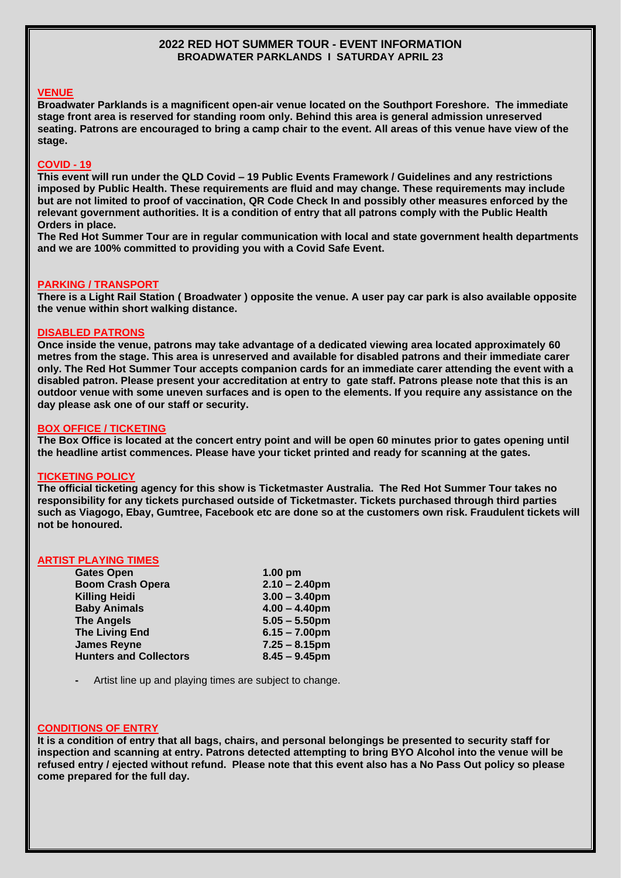# 2022 RED HOT SUMMER TOUR - EVENT INFORMATION

## BROADWATER PARKLANDS I SATURDAY APRIL 23

### VENUE

**Broadwater Parklands is a magnificent open-air venue located on the Southport Foreshore. The immediate stage front area is reserved for standing room only. Behind this area is general admission unreserved seating. Patrons are encouraged to bring a camp chair to the event. All areas of this venue have view of the stage.**

### COVID - 19

**This event will run under the QLD Covid – 19 Public Events Framework / Guidelines and any restrictions imposed by Public Health. These requirements are fluid and may change. These requirements may include but are not limited to proof of vaccination, QR Code Check In and possibly other measures enforced by the relevant government authorities. It is a condition of entry that all patrons comply with the Public Health Orders in place.**

**The Red Hot Summer Tour are in regular communication with local and state government health departments and we are 100% committed to providing you with a Covid Safe Event.**

### PARKING / TRANSPORT

**There is a Light Rail Station ( Broadwater ) opposite the venue. A user pay car park is also available opposite the venue within short walking distance.**

### DISABLED PATRONS

**Once inside the venue, patrons may take advantage of a dedicated viewing area located approximately 60 metres from the stage. This area is unreserved and available for disabled patrons and their immediate carer only. The Red Hot Summer Tour accepts companion cards for an immediate carer attending the event with a disabled patron. Please present your accreditation at entry to gate staff. Patrons please note that this is an outdoor venue with some uneven surfaces and is open to the elements. If you require any assistance on the day please ask one of our staff or security.**

### BOX OFFICE / TICKETING

**The Box Office is located at the concert entry point and will be open 60 minutes prior to gates opening until the headline artist commences. Please have your ticket printed and ready for scanning at the gates.**

### TICKETING POLICY

**The official ticketing agency for this show is Ticketmaster Australia. The Red Hot Summer Tour takes no responsibility for any tickets purchased outside of Ticketmaster. Tickets purchased through third parties such as Viagogo, Ebay, Gumtree, Facebook etc are done so at the customers own risk. Fraudulent tickets will not be honoured.**

### ARTIST PLAYING TIMES

| | |
|---|---|
| **Gates Open** | **1.00 pm** |
| **Boom Crash Opera** | **2.10 – 2.40pm** |
| **Killing Heidi** | **3.00 – 3.40pm** |
| **Baby Animals** | **4.00 – 4.40pm** |
| **The Angels** | **5.05 – 5.50pm** |
| **The Living End** | **6.15 – 7.00pm** |
| **James Reyne** | **7.25 – 8.15pm** |
| **Hunters and Collectors** | **8.45 – 9.45pm** |

- Artist line up and playing times are subject to change.

### CONDITIONS OF ENTRY

**It is a condition of entry that all bags, chairs, and personal belongings be presented to security staff for inspection and scanning at entry. Patrons detected attempting to bring BYO Alcohol into the venue will be refused entry / ejected without refund. Please note that this event also has a No Pass Out policy so please come prepared for the full day.**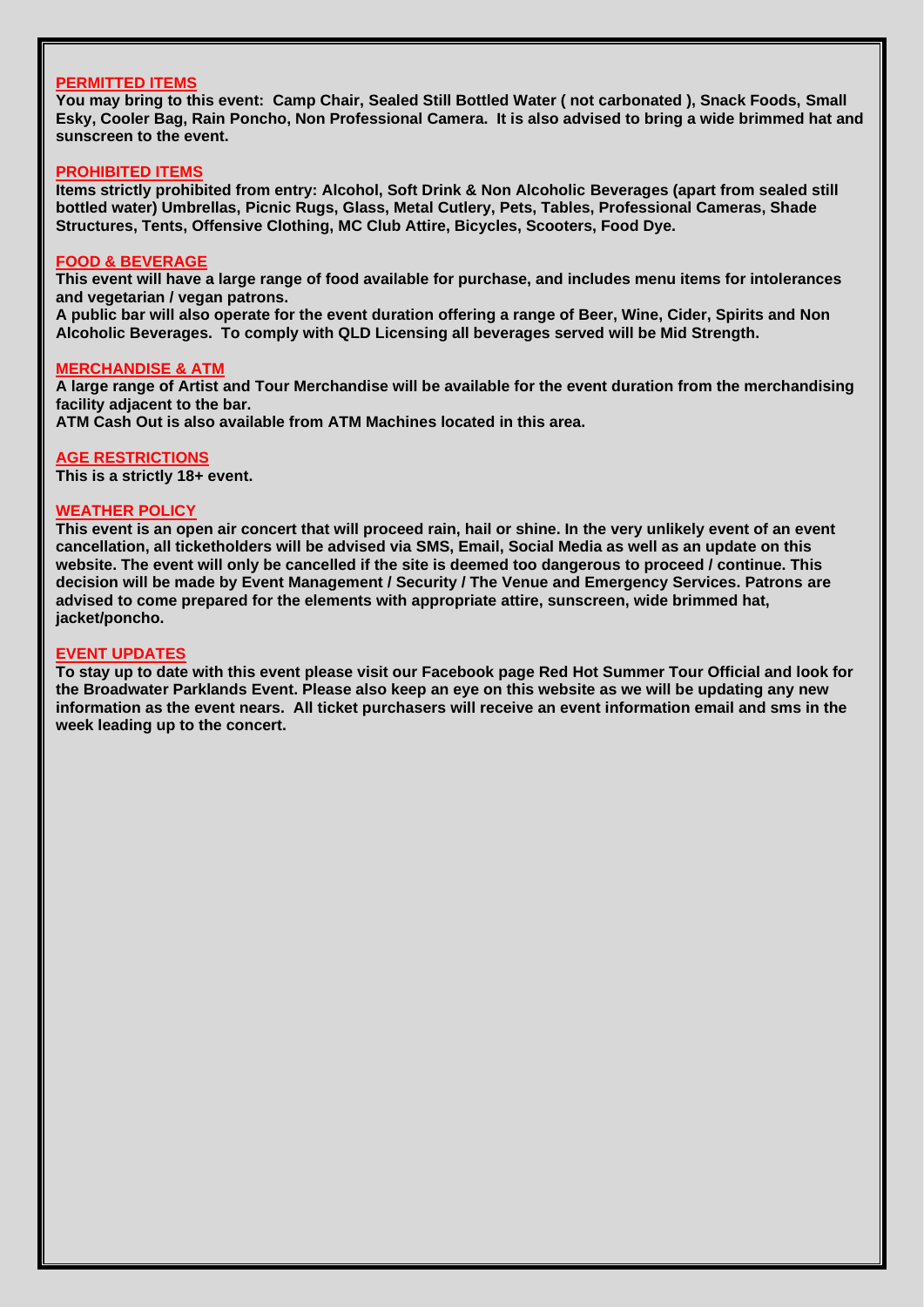## PERMITTED ITEMS

**You may bring to this event: Camp Chair, Sealed Still Bottled Water ( not carbonated ), Snack Foods, Small Esky, Cooler Bag, Rain Poncho, Non Professional Camera. It is also advised to bring a wide brimmed hat and sunscreen to the event.**

## PROHIBITED ITEMS

**Items strictly prohibited from entry: Alcohol, Soft Drink & Non Alcoholic Beverages (apart from sealed still bottled water) Umbrellas, Picnic Rugs, Glass, Metal Cutlery, Pets, Tables, Professional Cameras, Shade Structures, Tents, Offensive Clothing, MC Club Attire, Bicycles, Scooters, Food Dye.**

## FOOD & BEVERAGE

**This event will have a large range of food available for purchase, and includes menu items for intolerances and vegetarian / vegan patrons.**

**A public bar will also operate for the event duration offering a range of Beer, Wine, Cider, Spirits and Non Alcoholic Beverages. To comply with QLD Licensing all beverages served will be Mid Strength.**

## MERCHANDISE & ATM

**A large range of Artist and Tour Merchandise will be available for the event duration from the merchandising facility adjacent to the bar.**

**ATM Cash Out is also available from ATM Machines located in this area.**

## AGE RESTRICTIONS

**This is a strictly 18+ event.**

## WEATHER POLICY

**This event is an open air concert that will proceed rain, hail or shine. In the very unlikely event of an event cancellation, all ticketholders will be advised via SMS, Email, Social Media as well as an update on this website. The event will only be cancelled if the site is deemed too dangerous to proceed / continue. This decision will be made by Event Management / Security / The Venue and Emergency Services. Patrons are advised to come prepared for the elements with appropriate attire, sunscreen, wide brimmed hat, jacket/poncho.**

## EVENT UPDATES

**To stay up to date with this event please visit our Facebook page Red Hot Summer Tour Official and look for the Broadwater Parklands Event. Please also keep an eye on this website as we will be updating any new information as the event nears. All ticket purchasers will receive an event information email and sms in the week leading up to the concert.**